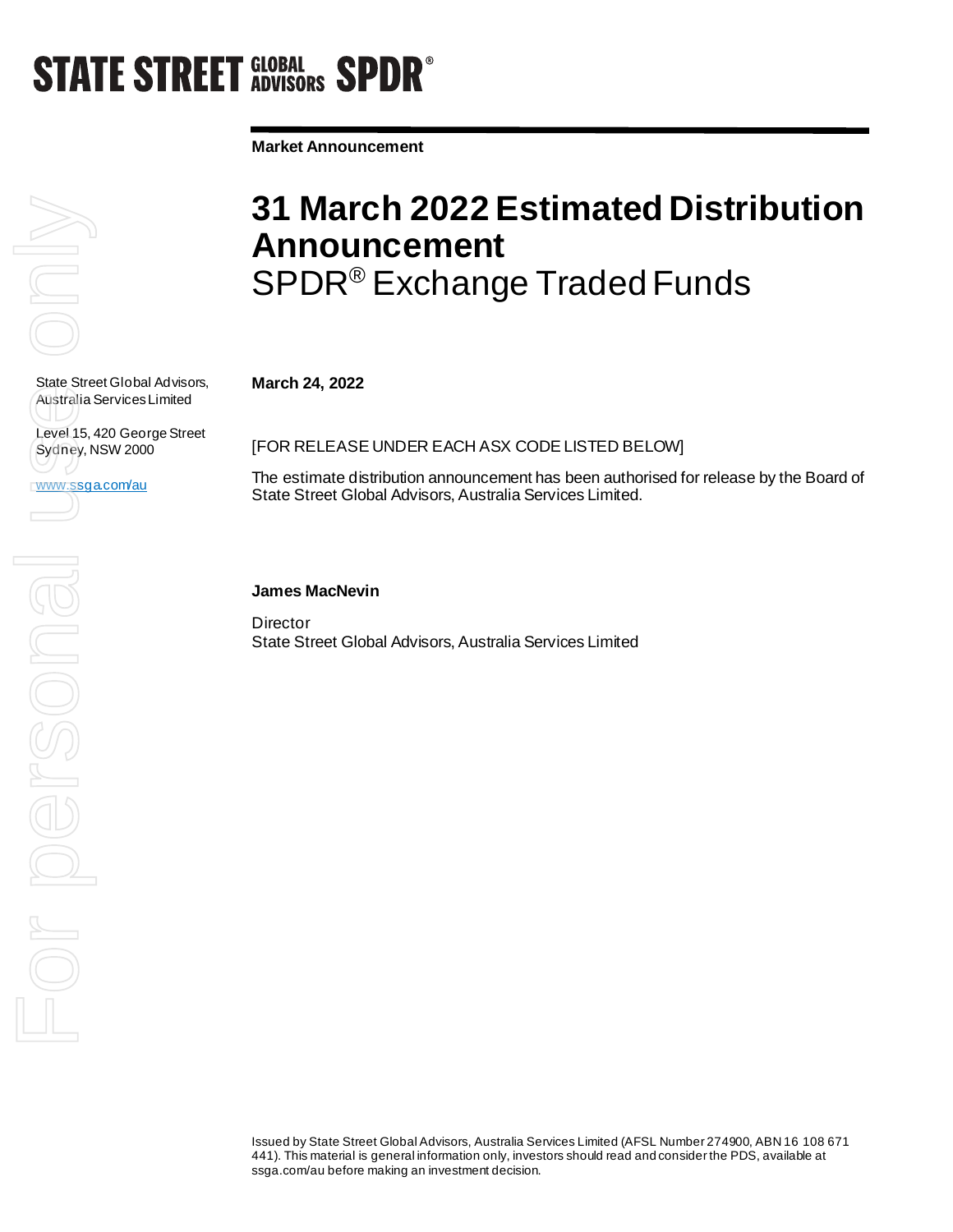STATE STREET GLOBAL ADVISORS SPDR®

**Market Announcement**

# 31 March 2022 Estimated Distribution Announcement

## SPDR® Exchange Traded Funds

State Street Global Advisors, Australia Services Limited

Level 15, 420 George Street
Sydney, NSW 2000

www.ssga.com/au

**March 24, 2022**

[FOR RELEASE UNDER EACH ASX CODE LISTED BELOW]

The estimate distribution announcement has been authorised for release by the Board of State Street Global Advisors, Australia Services Limited.

**James MacNevin**

Director
State Street Global Advisors, Australia Services Limited

Issued by State Street Global Advisors, Australia Services Limited (AFSL Number 274900, ABN 16 108 671 441). This material is general information only, investors should read and consider the PDS, available at ssga.com/au before making an investment decision.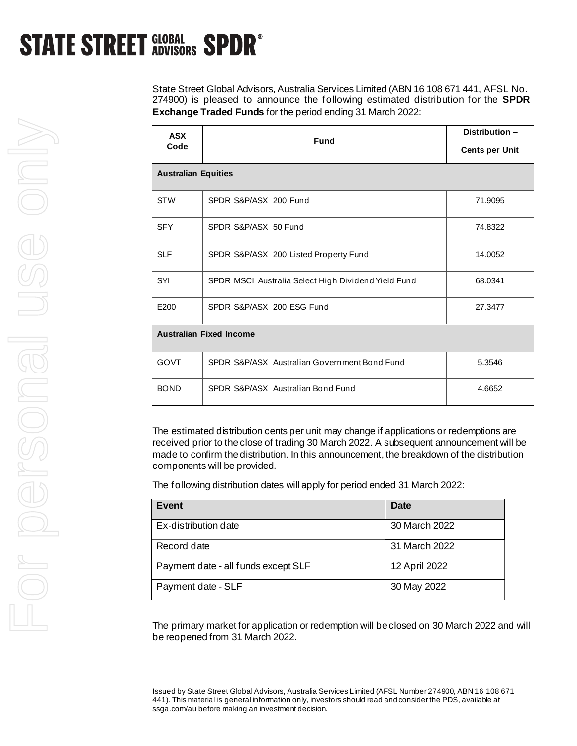**STATE STREET GLOBAL ADVISORS SPDR®**

State Street Global Advisors, Australia Services Limited (ABN 16 108 671 441, AFSL No. 274900) is pleased to announce the following estimated distribution for the **SPDR Exchange Traded Funds** for the period ending 31 March 2022:

| ASX Code | Fund | Distribution – Cents per Unit |
|---|---|---|
| **Australian Equities** | | |
| STW | SPDR S&P/ASX 200 Fund | 71.9095 |
| SFY | SPDR S&P/ASX 50 Fund | 74.8322 |
| SLF | SPDR S&P/ASX 200 Listed Property Fund | 14.0052 |
| SYI | SPDR MSCI Australia Select High Dividend Yield Fund | 68.0341 |
| E200 | SPDR S&P/ASX 200 ESG Fund | 27.3477 |
| **Australian Fixed Income** | | |
| GOVT | SPDR S&P/ASX Australian Government Bond Fund | 5.3546 |
| BOND | SPDR S&P/ASX Australian Bond Fund | 4.6652 |

The estimated distribution cents per unit may change if applications or redemptions are received prior to the close of trading 30 March 2022. A subsequent announcement will be made to confirm the distribution. In this announcement, the breakdown of the distribution components will be provided.

The following distribution dates will apply for period ended 31 March 2022:

| Event | Date |
|---|---|
| Ex-distribution date | 30 March 2022 |
| Record date | 31 March 2022 |
| Payment date - all funds except SLF | 12 April 2022 |
| Payment date - SLF | 30 May 2022 |

The primary market for application or redemption will be closed on 30 March 2022 and will be reopened from 31 March 2022.

Issued by State Street Global Advisors, Australia Services Limited (AFSL Number 274900, ABN 16 108 671 441). This material is general information only, investors should read and consider the PDS, available at ssga.com/au before making an investment decision.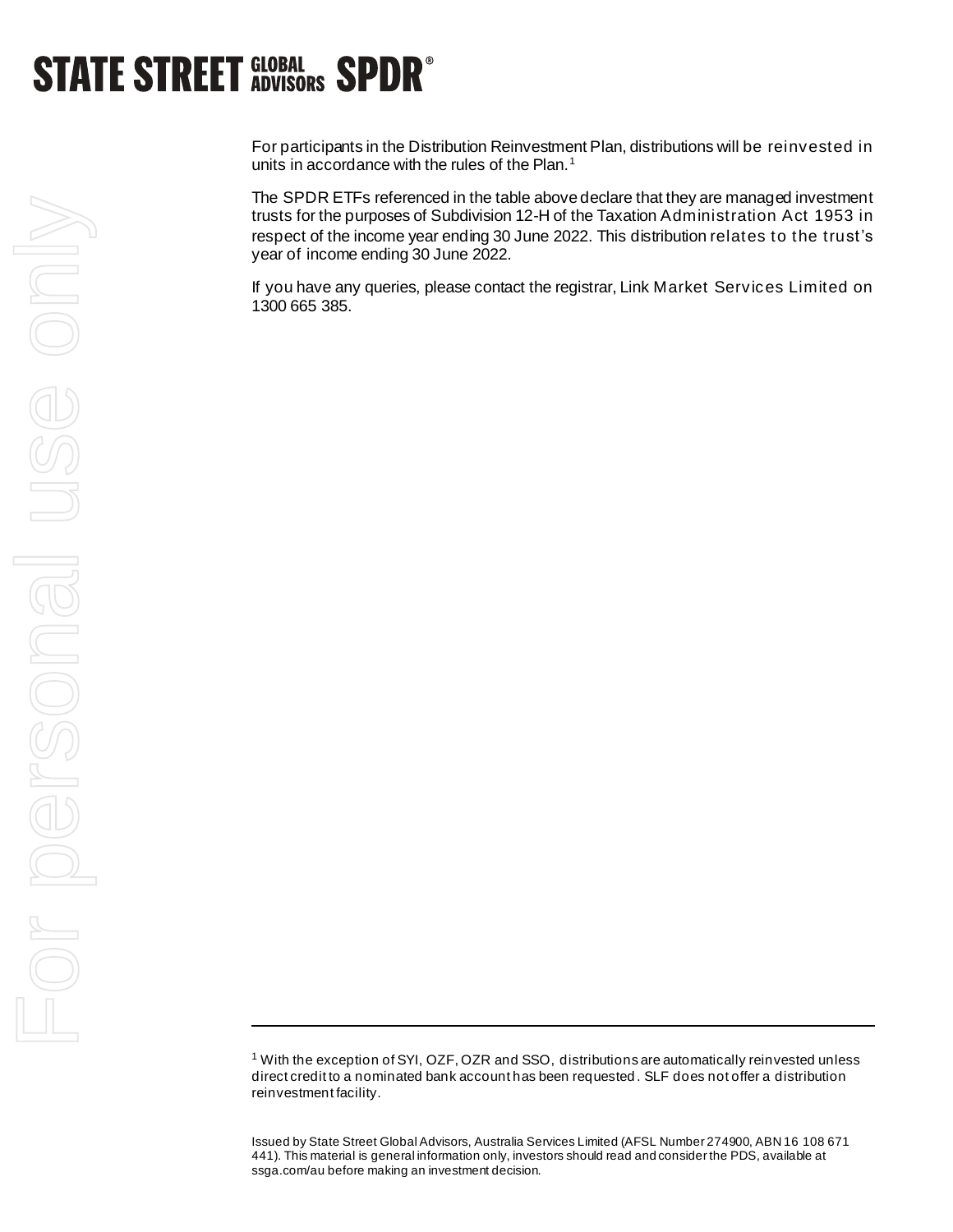For participants in the Distribution Reinvestment Plan, distributions will be reinvested in units in accordance with the rules of the Plan.[1]

The SPDR ETFs referenced in the table above declare that they are managed investment trusts for the purposes of Subdivision 12-H of the Taxation Administration Act 1953 in respect of the income year ending 30 June 2022. This distribution relates to the trust's year of income ending 30 June 2022.

If you have any queries, please contact the registrar, Link Market Services Limited on 1300 665 385.

---

[1] With the exception of SYI, OZF, OZR and SSO, distributions are automatically reinvested unless direct credit to a nominated bank account has been requested. SLF does not offer a distribution reinvestment facility.

Issued by State Street Global Advisors, Australia Services Limited (AFSL Number 274900, ABN 16 108 671 441). This material is general information only, investors should read and consider the PDS, available at ssga.com/au before making an investment decision.